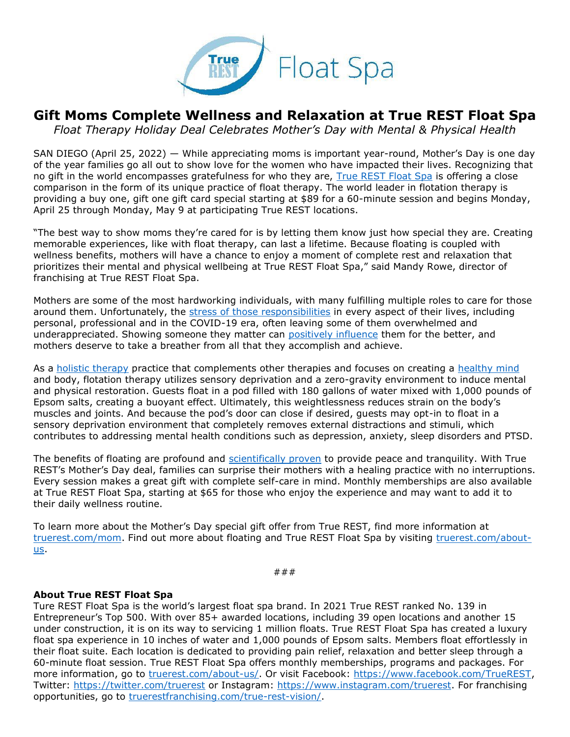True REST Float Spa

# Gift Moms Complete Wellness and Relaxation at True REST Float Spa

*Float Therapy Holiday Deal Celebrates Mother's Day with Mental & Physical Health*

SAN DIEGO (April 25, 2022) — While appreciating moms is important year-round, Mother's Day is one day of the year families go all out to show love for the women who have impacted their lives. Recognizing that no gift in the world encompasses gratefulness for who they are, True REST Float Spa is offering a close comparison in the form of its unique practice of float therapy. The world leader in flotation therapy is providing a buy one, gift one gift card special starting at $89 for a 60-minute session and begins Monday, April 25 through Monday, May 9 at participating True REST locations.

"The best way to show moms they're cared for is by letting them know just how special they are. Creating memorable experiences, like with float therapy, can last a lifetime. Because floating is coupled with wellness benefits, mothers will have a chance to enjoy a moment of complete rest and relaxation that prioritizes their mental and physical wellbeing at True REST Float Spa," said Mandy Rowe, director of franchising at True REST Float Spa.

Mothers are some of the most hardworking individuals, with many fulfilling multiple roles to care for those around them. Unfortunately, the stress of those responsibilities in every aspect of their lives, including personal, professional and in the COVID-19 era, often leaving some of them overwhelmed and underappreciated. Showing someone they matter can positively influence them for the better, and mothers deserve to take a breather from all that they accomplish and achieve.

As a holistic therapy practice that complements other therapies and focuses on creating a healthy mind and body, flotation therapy utilizes sensory deprivation and a zero-gravity environment to induce mental and physical restoration. Guests float in a pod filled with 180 gallons of water mixed with 1,000 pounds of Epsom salts, creating a buoyant effect. Ultimately, this weightlessness reduces strain on the body's muscles and joints. And because the pod's door can close if desired, guests may opt-in to float in a sensory deprivation environment that completely removes external distractions and stimuli, which contributes to addressing mental health conditions such as depression, anxiety, sleep disorders and PTSD.

The benefits of floating are profound and scientifically proven to provide peace and tranquility. With True REST's Mother's Day deal, families can surprise their mothers with a healing practice with no interruptions. Every session makes a great gift with complete self-care in mind. Monthly memberships are also available at True REST Float Spa, starting at $65 for those who enjoy the experience and may want to add it to their daily wellness routine.

To learn more about the Mother's Day special gift offer from True REST, find more information at truerest.com/mom. Find out more about floating and True REST Float Spa by visiting truerest.com/about-us.

###

**About True REST Float Spa**

Ture REST Float Spa is the world's largest float spa brand. In 2021 True REST ranked No. 139 in Entrepreneur's Top 500. With over 85+ awarded locations, including 39 open locations and another 15 under construction, it is on its way to servicing 1 million floats. True REST Float Spa has created a luxury float spa experience in 10 inches of water and 1,000 pounds of Epsom salts. Members float effortlessly in their float suite. Each location is dedicated to providing pain relief, relaxation and better sleep through a 60-minute float session. True REST Float Spa offers monthly memberships, programs and packages. For more information, go to truerest.com/about-us/. Or visit Facebook: https://www.facebook.com/TrueREST, Twitter: https://twitter.com/truerest or Instagram: https://www.instagram.com/truerest. For franchising opportunities, go to truerestfranchising.com/true-rest-vision/.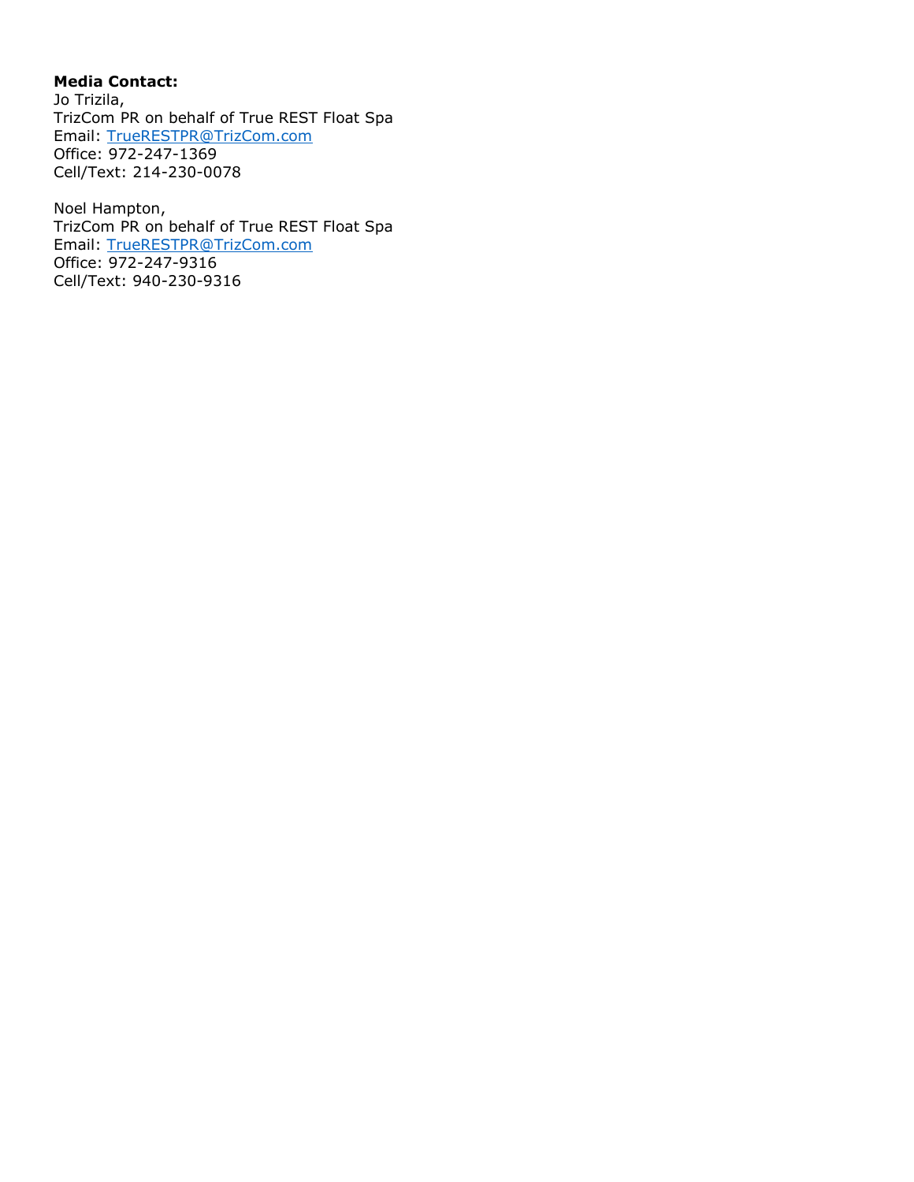**Media Contact:**
Jo Trizila,
TrizCom PR on behalf of True REST Float Spa
Email: TrueRESTPR@TrizCom.com
Office: 972-247-1369
Cell/Text: 214-230-0078

Noel Hampton,
TrizCom PR on behalf of True REST Float Spa
Email: TrueRESTPR@TrizCom.com
Office: 972-247-9316
Cell/Text: 940-230-9316